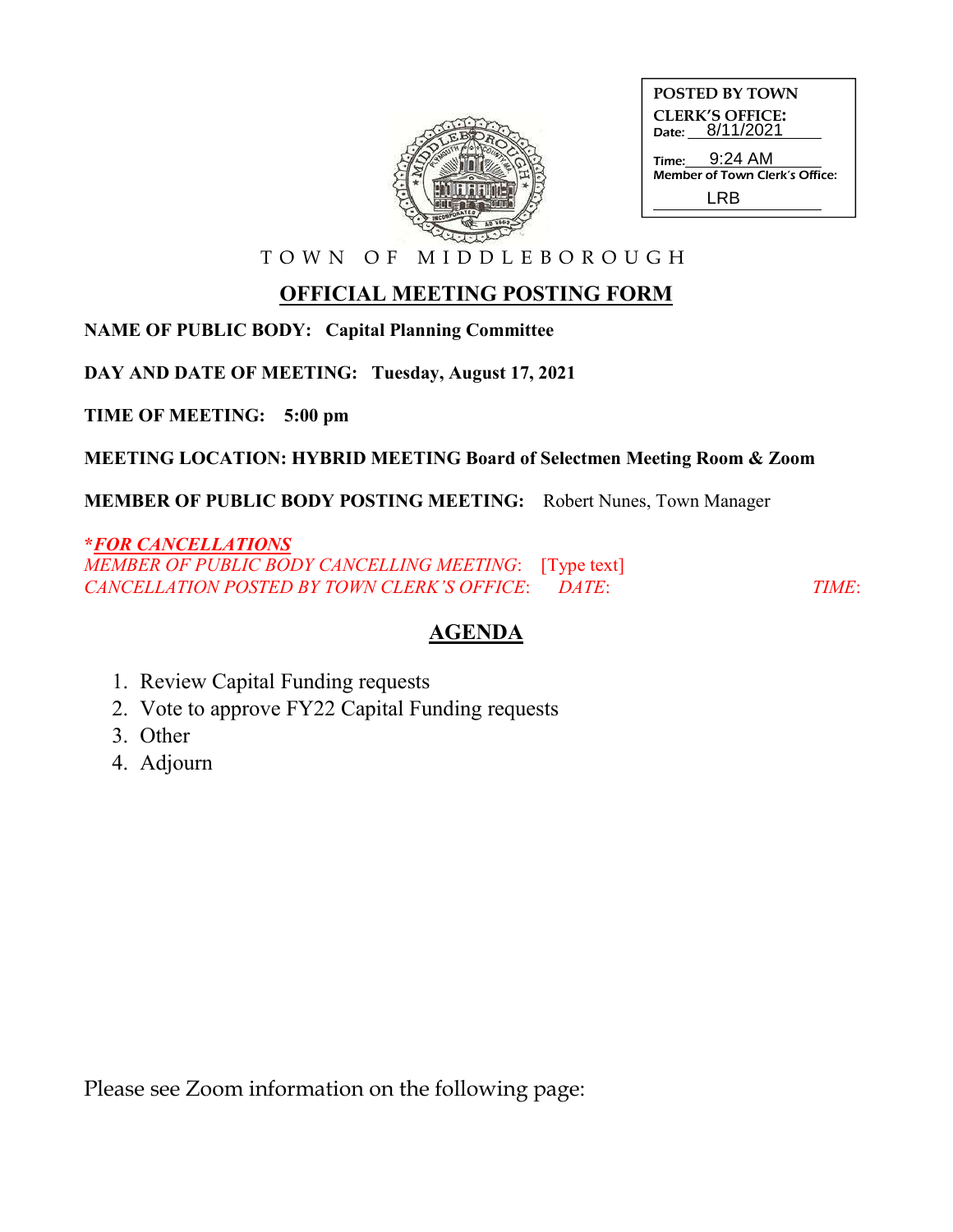POSTED BY TOWN CLERK'S OFFICE:
Date: 8/11/2021
Time: 9:24 AM
Member of Town Clerk's Office: LRB

TOWN OF MIDDLEBOROUGH

## OFFICIAL MEETING POSTING FORM

**NAME OF PUBLIC BODY: Capital Planning Committee**

**DAY AND DATE OF MEETING: Tuesday, August 17, 2021**

**TIME OF MEETING: 5:00 pm**

**MEETING LOCATION: HYBRID MEETING Board of Selectmen Meeting Room & Zoom**

**MEMBER OF PUBLIC BODY POSTING MEETING:** Robert Nunes, Town Manager

***FOR CANCELLATIONS***
*MEMBER OF PUBLIC BODY CANCELLING MEETING*: [Type text]
*CANCELLATION POSTED BY TOWN CLERK'S OFFICE*: *DATE*: *TIME*:

## AGENDA

1. Review Capital Funding requests
2. Vote to approve FY22 Capital Funding requests
3. Other
4. Adjourn

Please see Zoom information on the following page: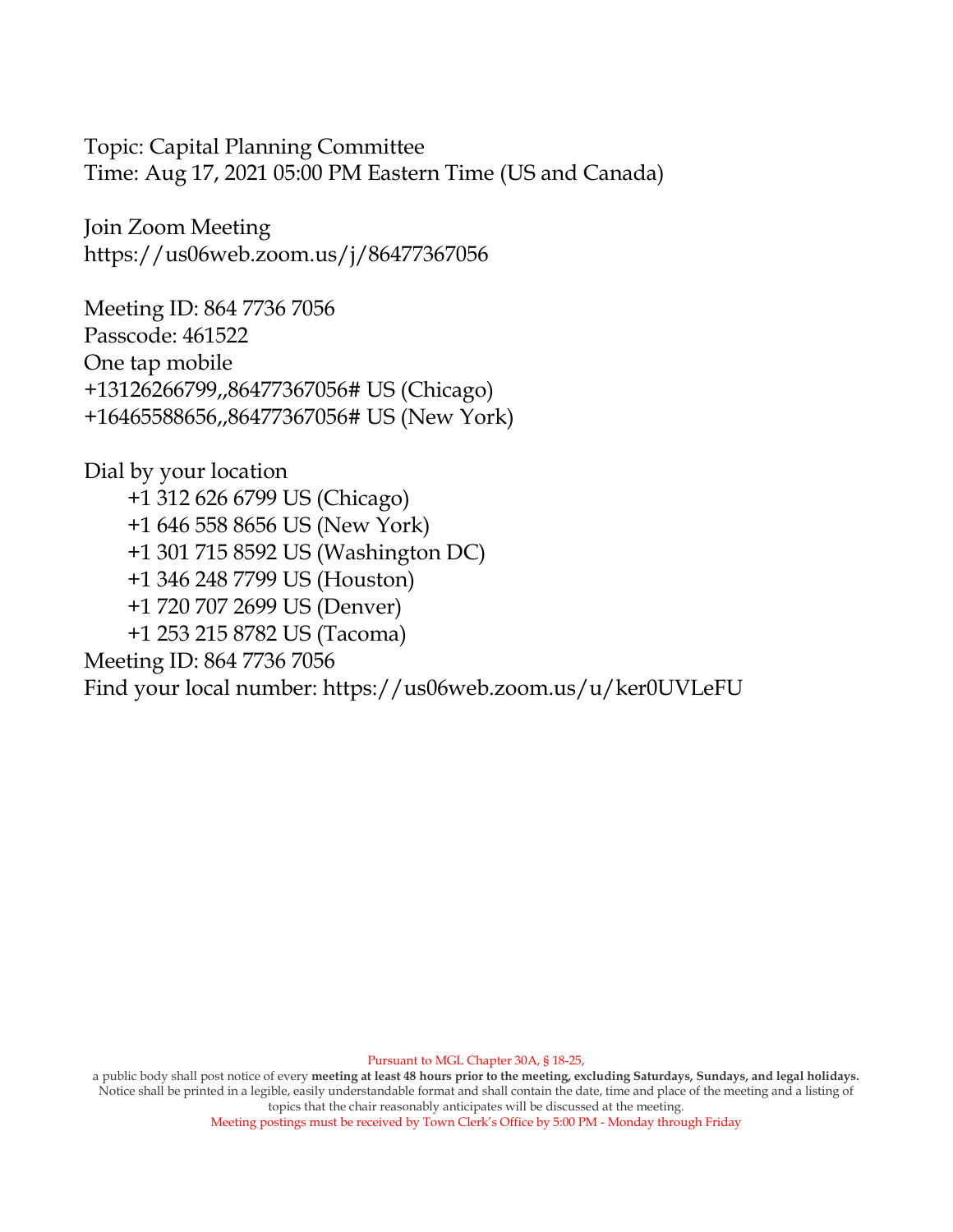Topic: Capital Planning Committee
Time: Aug 17, 2021 05:00 PM Eastern Time (US and Canada)

Join Zoom Meeting
https://us06web.zoom.us/j/86477367056

Meeting ID: 864 7736 7056
Passcode: 461522
One tap mobile
+13126266799,,86477367056# US (Chicago)
+16465588656,,86477367056# US (New York)

Dial by your location
- +1 312 626 6799 US (Chicago)
- +1 646 558 8656 US (New York)
- +1 301 715 8592 US (Washington DC)
- +1 346 248 7799 US (Houston)
- +1 720 707 2699 US (Denver)
- +1 253 215 8782 US (Tacoma)

Meeting ID: 864 7736 7056
Find your local number: https://us06web.zoom.us/u/ker0UVLeFU

Pursuant to MGL Chapter 30A, § 18-25,
a public body shall post notice of every **meeting at least 48 hours prior to the meeting, excluding Saturdays, Sundays, and legal holidays.** Notice shall be printed in a legible, easily understandable format and shall contain the date, time and place of the meeting and a listing of topics that the chair reasonably anticipates will be discussed at the meeting.
Meeting postings must be received by Town Clerk's Office by 5:00 PM - Monday through Friday